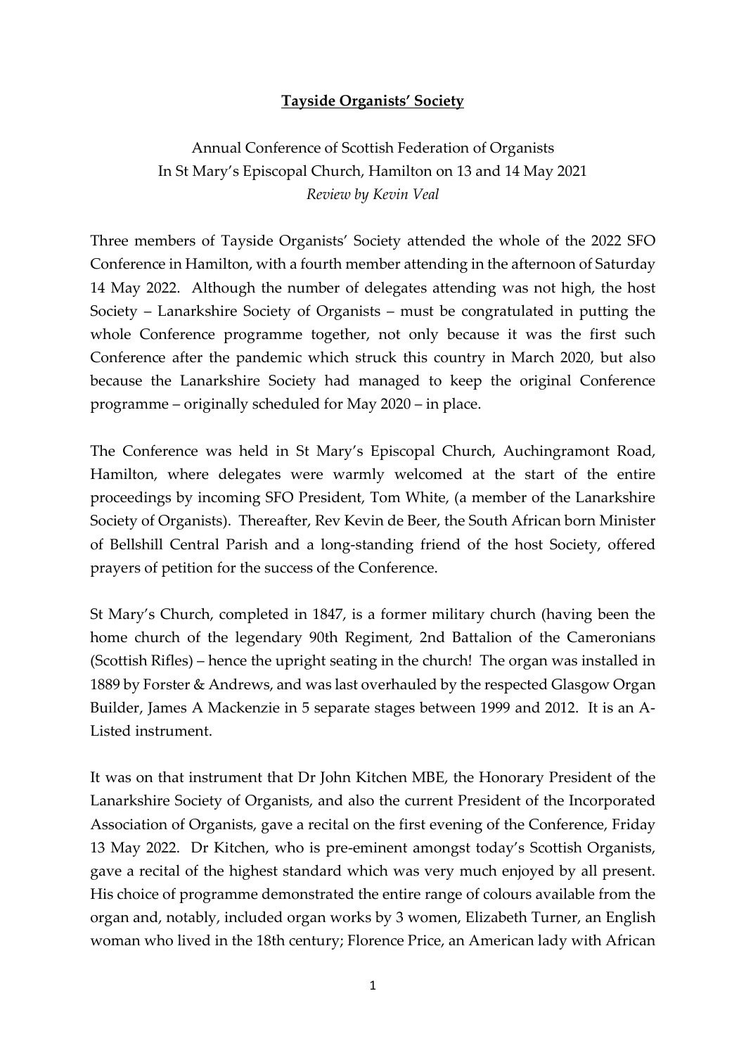**Tayside Organists' Society**

Annual Conference of Scottish Federation of Organists
In St Mary's Episcopal Church, Hamilton on 13 and 14 May 2021
*Review by Kevin Veal*

Three members of Tayside Organists' Society attended the whole of the 2022 SFO Conference in Hamilton, with a fourth member attending in the afternoon of Saturday 14 May 2022. Although the number of delegates attending was not high, the host Society – Lanarkshire Society of Organists – must be congratulated in putting the whole Conference programme together, not only because it was the first such Conference after the pandemic which struck this country in March 2020, but also because the Lanarkshire Society had managed to keep the original Conference programme – originally scheduled for May 2020 – in place.

The Conference was held in St Mary's Episcopal Church, Auchingramont Road, Hamilton, where delegates were warmly welcomed at the start of the entire proceedings by incoming SFO President, Tom White, (a member of the Lanarkshire Society of Organists). Thereafter, Rev Kevin de Beer, the South African born Minister of Bellshill Central Parish and a long-standing friend of the host Society, offered prayers of petition for the success of the Conference.

St Mary's Church, completed in 1847, is a former military church (having been the home church of the legendary 90th Regiment, 2nd Battalion of the Cameronians (Scottish Rifles) – hence the upright seating in the church! The organ was installed in 1889 by Forster & Andrews, and was last overhauled by the respected Glasgow Organ Builder, James A Mackenzie in 5 separate stages between 1999 and 2012. It is an A-Listed instrument.

It was on that instrument that Dr John Kitchen MBE, the Honorary President of the Lanarkshire Society of Organists, and also the current President of the Incorporated Association of Organists, gave a recital on the first evening of the Conference, Friday 13 May 2022. Dr Kitchen, who is pre-eminent amongst today's Scottish Organists, gave a recital of the highest standard which was very much enjoyed by all present. His choice of programme demonstrated the entire range of colours available from the organ and, notably, included organ works by 3 women, Elizabeth Turner, an English woman who lived in the 18th century; Florence Price, an American lady with African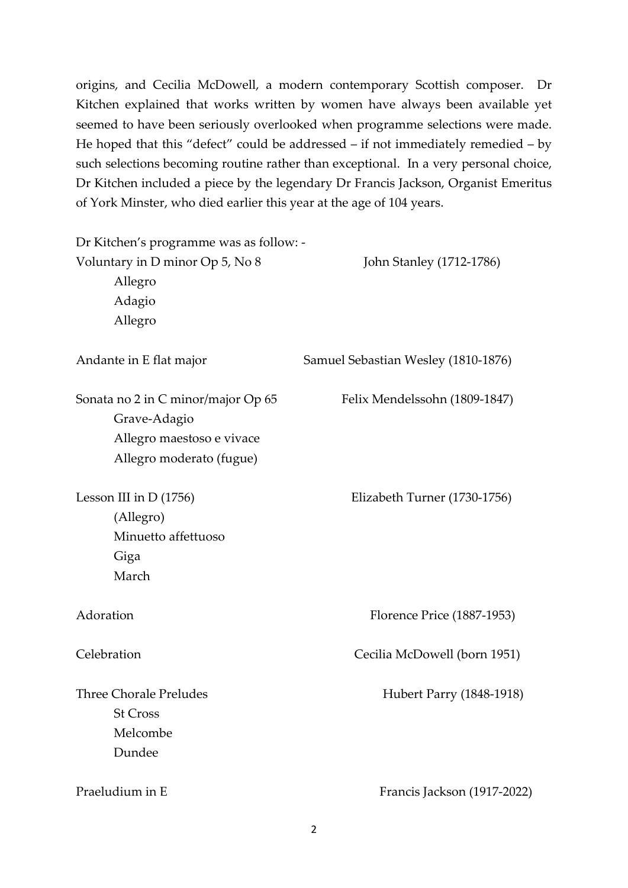origins, and Cecilia McDowell, a modern contemporary Scottish composer. Dr Kitchen explained that works written by women have always been available yet seemed to have been seriously overlooked when programme selections were made. He hoped that this "defect" could be addressed – if not immediately remedied – by such selections becoming routine rather than exceptional. In a very personal choice, Dr Kitchen included a piece by the legendary Dr Francis Jackson, Organist Emeritus of York Minster, who died earlier this year at the age of 104 years.

Dr Kitchen's programme was as follow: -

| | |
|---|---|
| Voluntary in D minor Op 5, No 8<br>Allegro<br>Adagio<br>Allegro | John Stanley (1712-1786) |
| Andante in E flat major | Samuel Sebastian Wesley (1810-1876) |
| Sonata no 2 in C minor/major Op 65<br>Grave-Adagio<br>Allegro maestoso e vivace<br>Allegro moderato (fugue) | Felix Mendelssohn (1809-1847) |
| Lesson III in D (1756)<br>(Allegro)<br>Minuetto affettuoso<br>Giga<br>March | Elizabeth Turner (1730-1756) |
| Adoration | Florence Price (1887-1953) |
| Celebration | Cecilia McDowell (born 1951) |
| Three Chorale Preludes<br>St Cross<br>Melcombe<br>Dundee | Hubert Parry (1848-1918) |
| Praeludium in E | Francis Jackson (1917-2022) |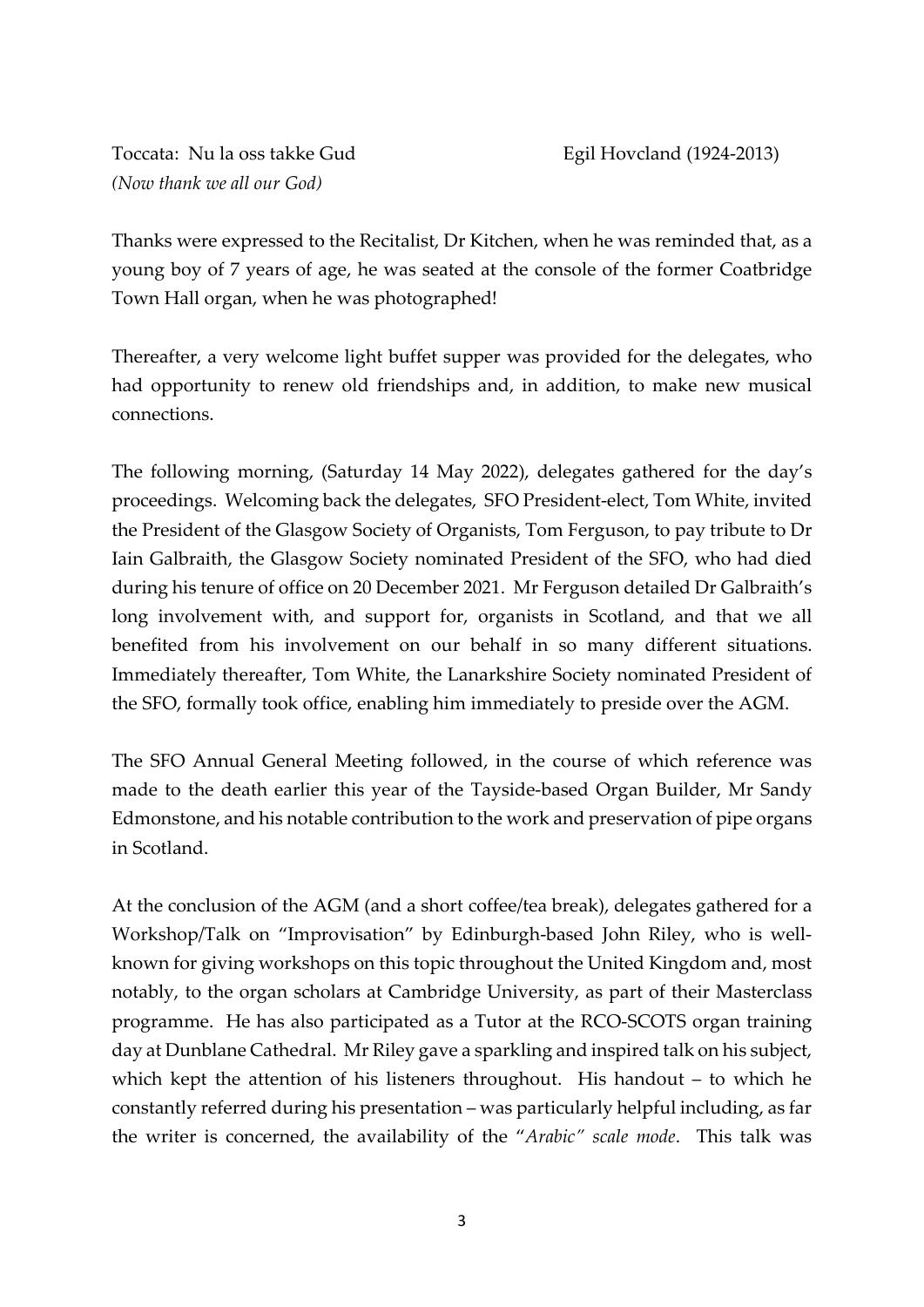Toccata: Nu la oss takke Gud Egil Hovcland (1924-2013)
*(Now thank we all our God)*

Thanks were expressed to the Recitalist, Dr Kitchen, when he was reminded that, as a young boy of 7 years of age, he was seated at the console of the former Coatbridge Town Hall organ, when he was photographed!

Thereafter, a very welcome light buffet supper was provided for the delegates, who had opportunity to renew old friendships and, in addition, to make new musical connections.

The following morning, (Saturday 14 May 2022), delegates gathered for the day's proceedings. Welcoming back the delegates, SFO President-elect, Tom White, invited the President of the Glasgow Society of Organists, Tom Ferguson, to pay tribute to Dr Iain Galbraith, the Glasgow Society nominated President of the SFO, who had died during his tenure of office on 20 December 2021. Mr Ferguson detailed Dr Galbraith's long involvement with, and support for, organists in Scotland, and that we all benefited from his involvement on our behalf in so many different situations. Immediately thereafter, Tom White, the Lanarkshire Society nominated President of the SFO, formally took office, enabling him immediately to preside over the AGM.

The SFO Annual General Meeting followed, in the course of which reference was made to the death earlier this year of the Tayside-based Organ Builder, Mr Sandy Edmonstone, and his notable contribution to the work and preservation of pipe organs in Scotland.

At the conclusion of the AGM (and a short coffee/tea break), delegates gathered for a Workshop/Talk on "Improvisation" by Edinburgh-based John Riley, who is well-known for giving workshops on this topic throughout the United Kingdom and, most notably, to the organ scholars at Cambridge University, as part of their Masterclass programme. He has also participated as a Tutor at the RCO-SCOTS organ training day at Dunblane Cathedral. Mr Riley gave a sparkling and inspired talk on his subject, which kept the attention of his listeners throughout. His handout – to which he constantly referred during his presentation – was particularly helpful including, as far the writer is concerned, the availability of the "*Arabic" scale mode*. This talk was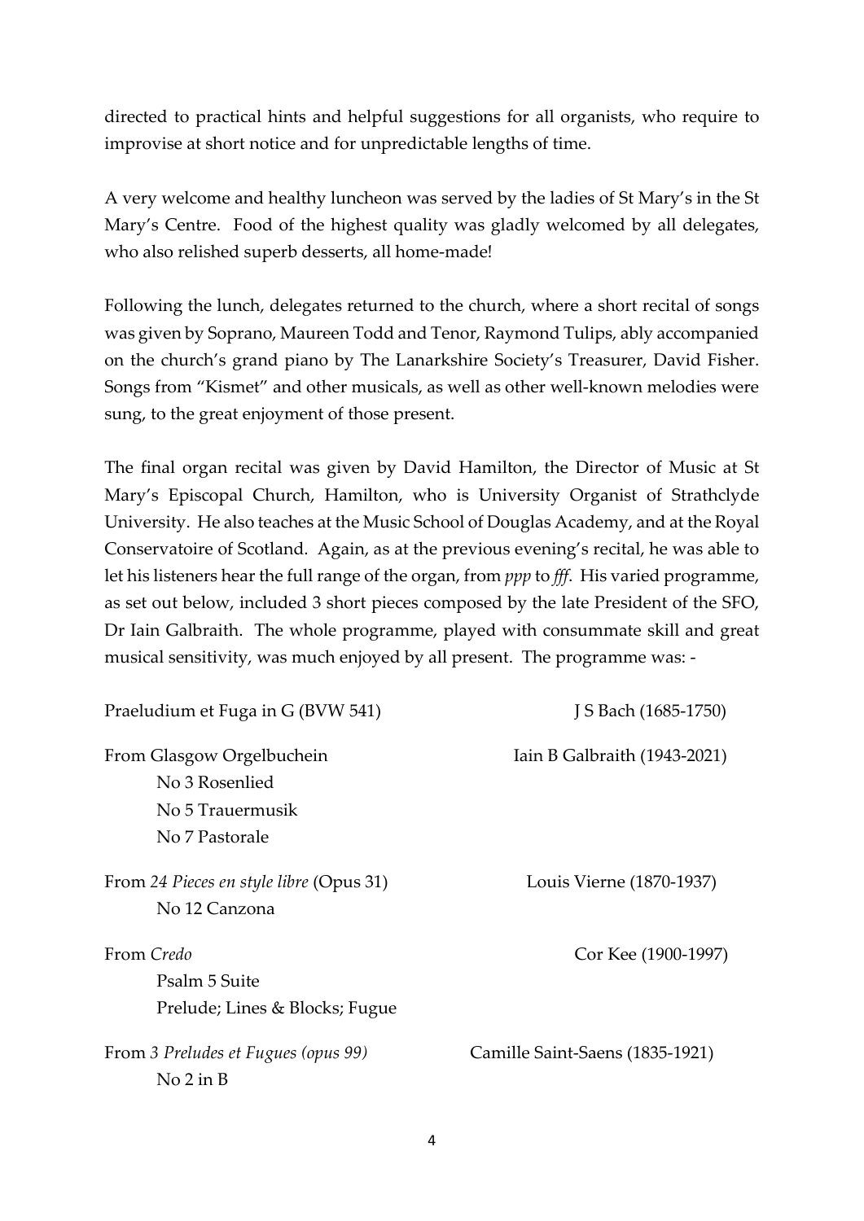directed to practical hints and helpful suggestions for all organists, who require to improvise at short notice and for unpredictable lengths of time.

A very welcome and healthy luncheon was served by the ladies of St Mary's in the St Mary's Centre. Food of the highest quality was gladly welcomed by all delegates, who also relished superb desserts, all home-made!

Following the lunch, delegates returned to the church, where a short recital of songs was given by Soprano, Maureen Todd and Tenor, Raymond Tulips, ably accompanied on the church's grand piano by The Lanarkshire Society's Treasurer, David Fisher. Songs from "Kismet" and other musicals, as well as other well-known melodies were sung, to the great enjoyment of those present.

The final organ recital was given by David Hamilton, the Director of Music at St Mary's Episcopal Church, Hamilton, who is University Organist of Strathclyde University. He also teaches at the Music School of Douglas Academy, and at the Royal Conservatoire of Scotland. Again, as at the previous evening's recital, he was able to let his listeners hear the full range of the organ, from *ppp* to *fff*. His varied programme, as set out below, included 3 short pieces composed by the late President of the SFO, Dr Iain Galbraith. The whole programme, played with consummate skill and great musical sensitivity, was much enjoyed by all present. The programme was: -

| | |
|---|---|
| Praeludium et Fuga in G (BVW 541) | J S Bach (1685-1750) |
| From Glasgow Orgelbuchein<br>No 3 Rosenlied<br>No 5 Trauermusik<br>No 7 Pastorale | Iain B Galbraith (1943-2021) |
| From *24 Pieces en style libre* (Opus 31)<br>No 12 Canzona | Louis Vierne (1870-1937) |
| From *Credo*<br>Psalm 5 Suite<br>Prelude; Lines & Blocks; Fugue | Cor Kee (1900-1997) |
| From *3 Preludes et Fugues (opus 99)*<br>No 2 in B | Camille Saint-Saens (1835-1921) |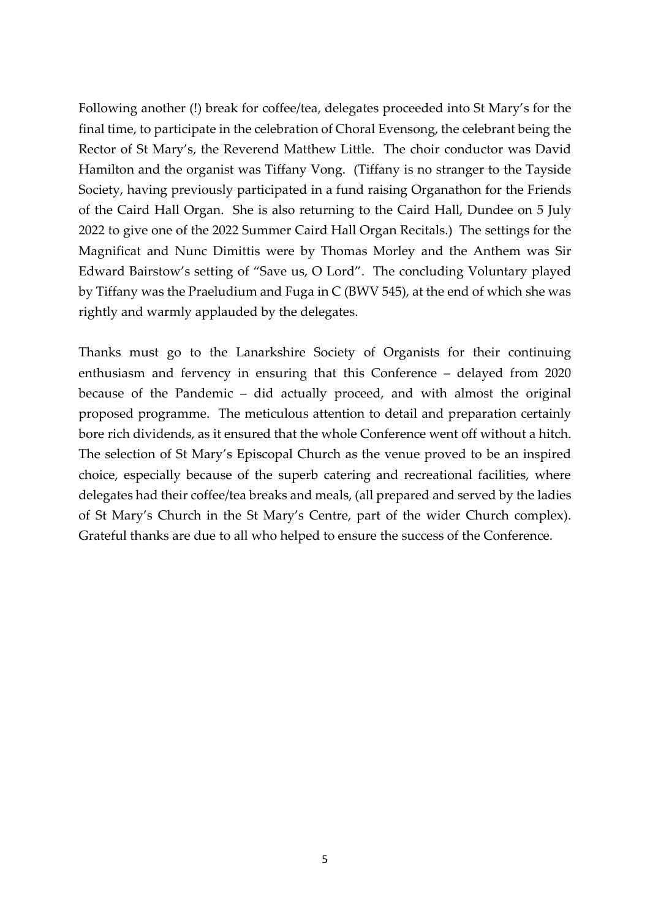Following another (!) break for coffee/tea, delegates proceeded into St Mary's for the final time, to participate in the celebration of Choral Evensong, the celebrant being the Rector of St Mary's, the Reverend Matthew Little. The choir conductor was David Hamilton and the organist was Tiffany Vong. (Tiffany is no stranger to the Tayside Society, having previously participated in a fund raising Organathon for the Friends of the Caird Hall Organ. She is also returning to the Caird Hall, Dundee on 5 July 2022 to give one of the 2022 Summer Caird Hall Organ Recitals.) The settings for the Magnificat and Nunc Dimittis were by Thomas Morley and the Anthem was Sir Edward Bairstow's setting of "Save us, O Lord". The concluding Voluntary played by Tiffany was the Praeludium and Fuga in C (BWV 545), at the end of which she was rightly and warmly applauded by the delegates.

Thanks must go to the Lanarkshire Society of Organists for their continuing enthusiasm and fervency in ensuring that this Conference – delayed from 2020 because of the Pandemic – did actually proceed, and with almost the original proposed programme. The meticulous attention to detail and preparation certainly bore rich dividends, as it ensured that the whole Conference went off without a hitch. The selection of St Mary's Episcopal Church as the venue proved to be an inspired choice, especially because of the superb catering and recreational facilities, where delegates had their coffee/tea breaks and meals, (all prepared and served by the ladies of St Mary's Church in the St Mary's Centre, part of the wider Church complex). Grateful thanks are due to all who helped to ensure the success of the Conference.